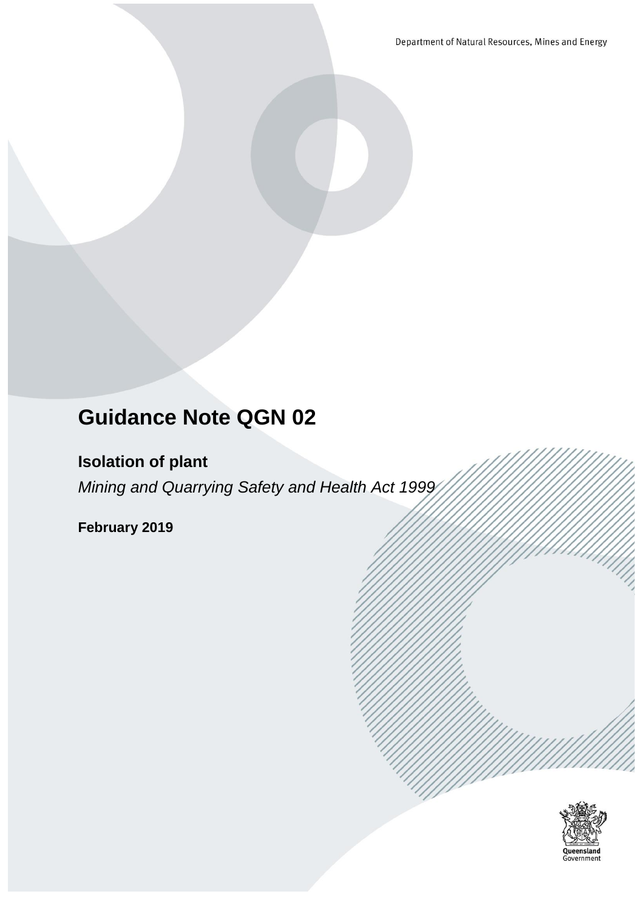Department of Natural Resources, Mines and Energy

# Guidance Note QGN 02

## Isolation of plant

*Mining and Quarrying Safety and Health Act 1999*

**February 2019**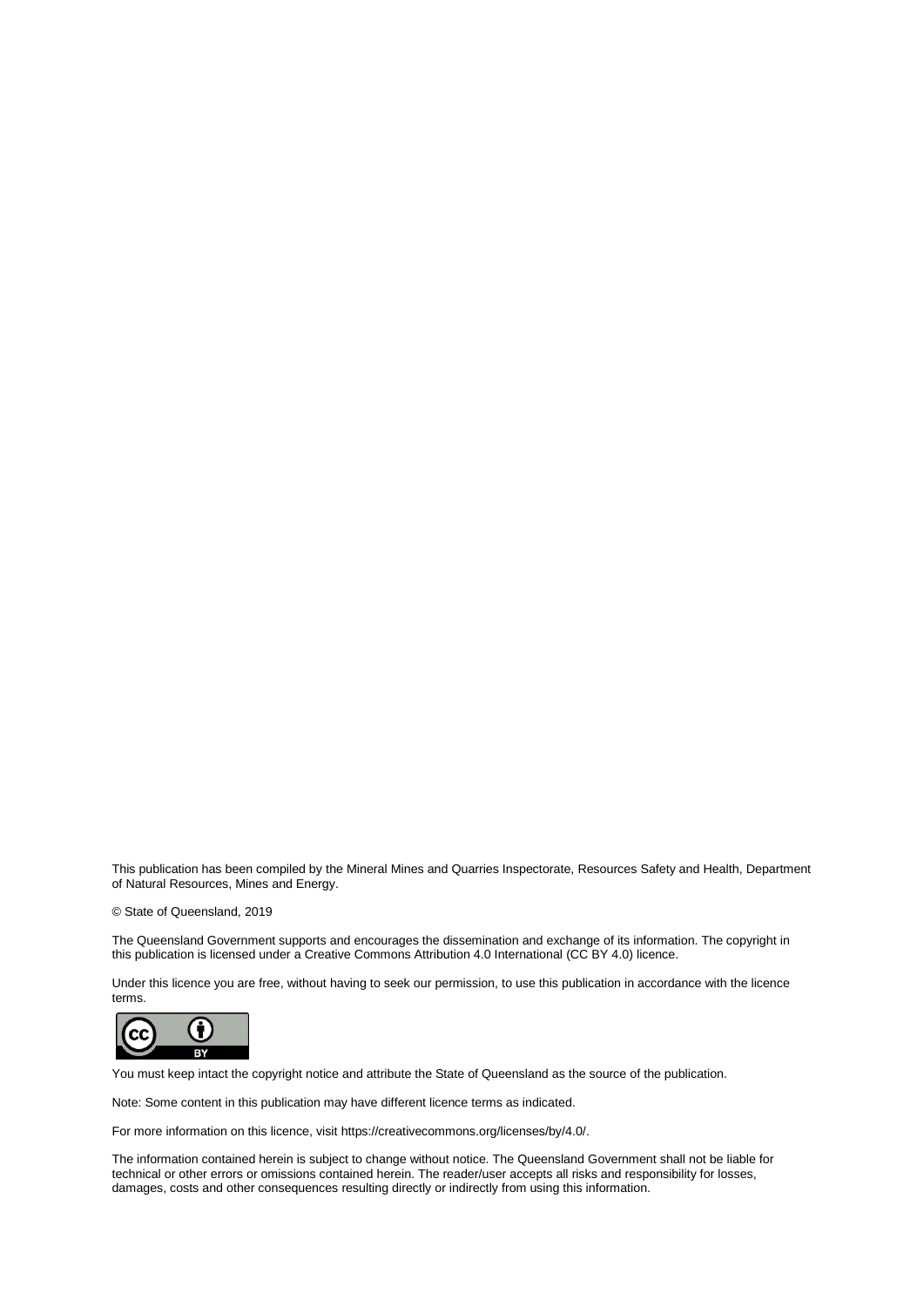This publication has been compiled by the Mineral Mines and Quarries Inspectorate, Resources Safety and Health, Department of Natural Resources, Mines and Energy.

© State of Queensland, 2019

The Queensland Government supports and encourages the dissemination and exchange of its information. The copyright in this publication is licensed under a Creative Commons Attribution 4.0 International (CC BY 4.0) licence.

Under this licence you are free, without having to seek our permission, to use this publication in accordance with the licence terms.

You must keep intact the copyright notice and attribute the State of Queensland as the source of the publication.

Note: Some content in this publication may have different licence terms as indicated.

For more information on this licence, visit https://creativecommons.org/licenses/by/4.0/.

The information contained herein is subject to change without notice. The Queensland Government shall not be liable for technical or other errors or omissions contained herein. The reader/user accepts all risks and responsibility for losses, damages, costs and other consequences resulting directly or indirectly from using this information.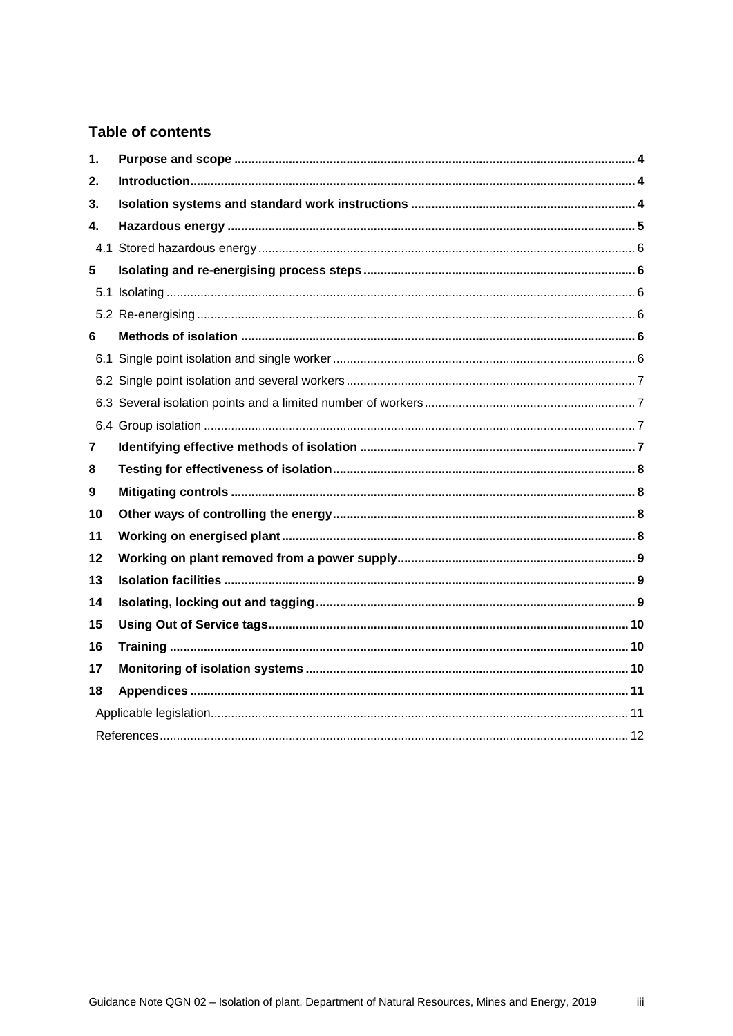## Table of contents

| | | |
|---|---|---|
| **1.** | **Purpose and scope** | **4** |
| **2.** | **Introduction** | **4** |
| **3.** | **Isolation systems and standard work instructions** | **4** |
| **4.** | **Hazardous energy** | **5** |
| 4.1 | Stored hazardous energy | 6 |
| **5** | **Isolating and re-energising process steps** | **6** |
| 5.1 | Isolating | 6 |
| 5.2 | Re-energising | 6 |
| **6** | **Methods of isolation** | **6** |
| 6.1 | Single point isolation and single worker | 6 |
| 6.2 | Single point isolation and several workers | 7 |
| 6.3 | Several isolation points and a limited number of workers | 7 |
| 6.4 | Group isolation | 7 |
| **7** | **Identifying effective methods of isolation** | **7** |
| **8** | **Testing for effectiveness of isolation** | **8** |
| **9** | **Mitigating controls** | **8** |
| **10** | **Other ways of controlling the energy** | **8** |
| **11** | **Working on energised plant** | **8** |
| **12** | **Working on plant removed from a power supply** | **9** |
| **13** | **Isolation facilities** | **9** |
| **14** | **Isolating, locking out and tagging** | **9** |
| **15** | **Using Out of Service tags** | **10** |
| **16** | **Training** | **10** |
| **17** | **Monitoring of isolation systems** | **10** |
| **18** | **Appendices** | **11** |
| | Applicable legislation | 11 |
| | References | 12 |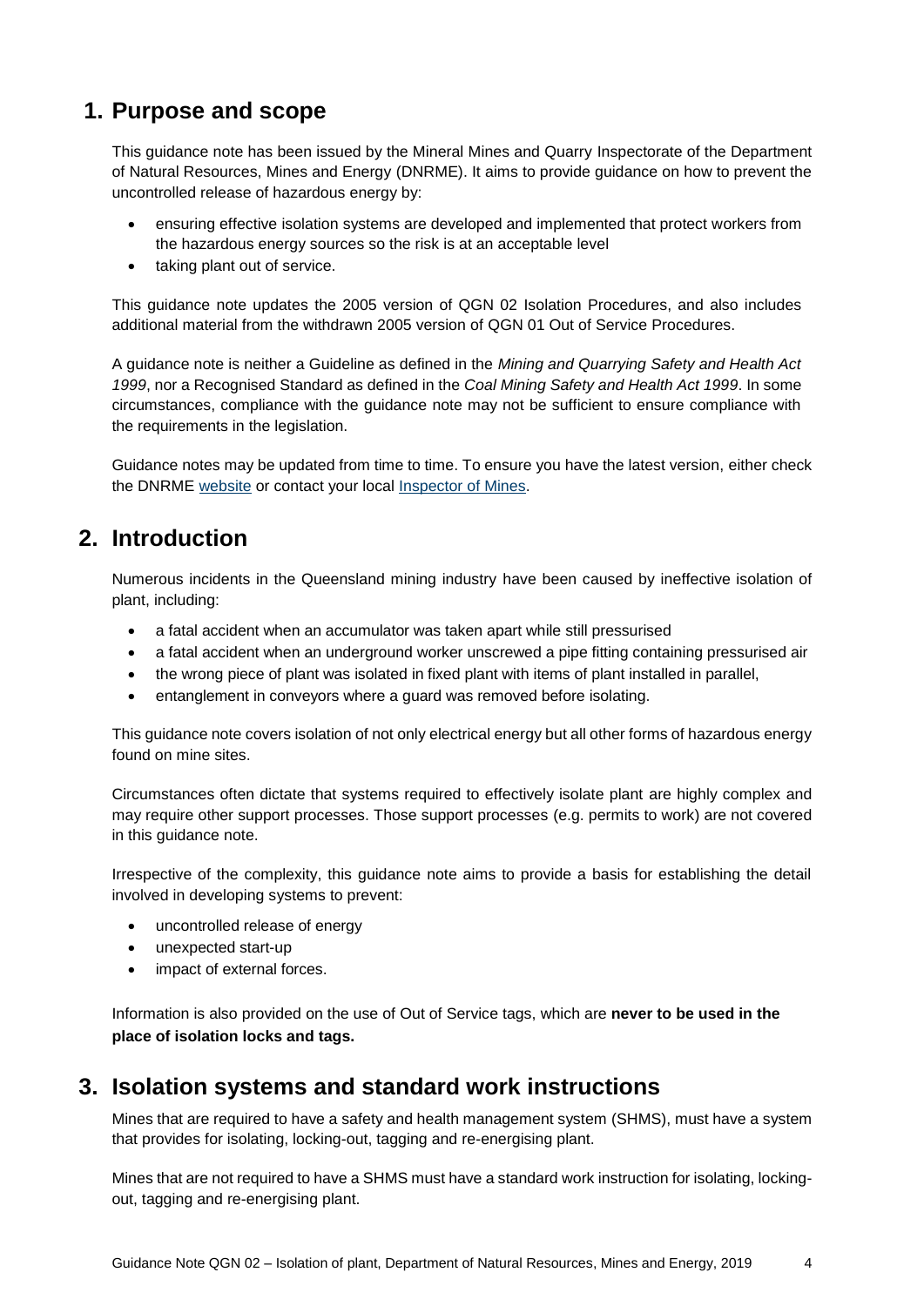## 1. Purpose and scope

This guidance note has been issued by the Mineral Mines and Quarry Inspectorate of the Department of Natural Resources, Mines and Energy (DNRME). It aims to provide guidance on how to prevent the uncontrolled release of hazardous energy by:

- ensuring effective isolation systems are developed and implemented that protect workers from the hazardous energy sources so the risk is at an acceptable level
- taking plant out of service.

This guidance note updates the 2005 version of QGN 02 Isolation Procedures, and also includes additional material from the withdrawn 2005 version of QGN 01 Out of Service Procedures.

A guidance note is neither a Guideline as defined in the *Mining and Quarrying Safety and Health Act 1999*, nor a Recognised Standard as defined in the *Coal Mining Safety and Health Act 1999*. In some circumstances, compliance with the guidance note may not be sufficient to ensure compliance with the requirements in the legislation.

Guidance notes may be updated from time to time. To ensure you have the latest version, either check the DNRME website or contact your local Inspector of Mines.

## 2. Introduction

Numerous incidents in the Queensland mining industry have been caused by ineffective isolation of plant, including:

- a fatal accident when an accumulator was taken apart while still pressurised
- a fatal accident when an underground worker unscrewed a pipe fitting containing pressurised air
- the wrong piece of plant was isolated in fixed plant with items of plant installed in parallel,
- entanglement in conveyors where a guard was removed before isolating.

This guidance note covers isolation of not only electrical energy but all other forms of hazardous energy found on mine sites.

Circumstances often dictate that systems required to effectively isolate plant are highly complex and may require other support processes. Those support processes (e.g. permits to work) are not covered in this guidance note.

Irrespective of the complexity, this guidance note aims to provide a basis for establishing the detail involved in developing systems to prevent:

- uncontrolled release of energy
- unexpected start-up
- impact of external forces.

Information is also provided on the use of Out of Service tags, which are **never to be used in the place of isolation locks and tags.**

## 3. Isolation systems and standard work instructions

Mines that are required to have a safety and health management system (SHMS), must have a system that provides for isolating, locking-out, tagging and re-energising plant.

Mines that are not required to have a SHMS must have a standard work instruction for isolating, locking-out, tagging and re-energising plant.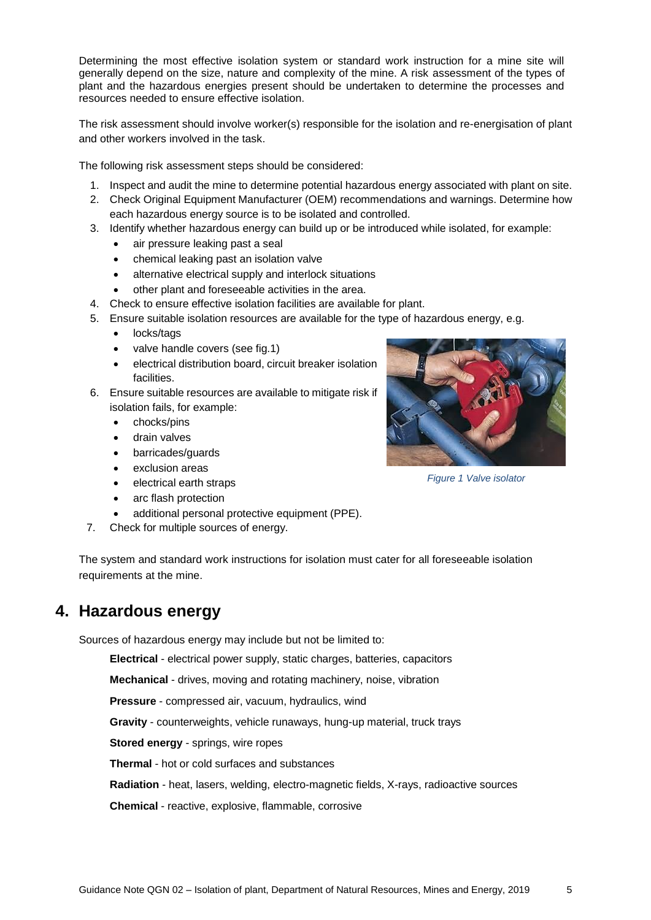Determining the most effective isolation system or standard work instruction for a mine site will generally depend on the size, nature and complexity of the mine. A risk assessment of the types of plant and the hazardous energies present should be undertaken to determine the processes and resources needed to ensure effective isolation.

The risk assessment should involve worker(s) responsible for the isolation and re-energisation of plant and other workers involved in the task.

The following risk assessment steps should be considered:

1. Inspect and audit the mine to determine potential hazardous energy associated with plant on site.
2. Check Original Equipment Manufacturer (OEM) recommendations and warnings. Determine how each hazardous energy source is to be isolated and controlled.
3. Identify whether hazardous energy can build up or be introduced while isolated, for example:
   - air pressure leaking past a seal
   - chemical leaking past an isolation valve
   - alternative electrical supply and interlock situations
   - other plant and foreseeable activities in the area.
4. Check to ensure effective isolation facilities are available for plant.
5. Ensure suitable isolation resources are available for the type of hazardous energy, e.g.
   - locks/tags
   - valve handle covers (see fig.1)
   - electrical distribution board, circuit breaker isolation facilities.
6. Ensure suitable resources are available to mitigate risk if isolation fails, for example:
   - chocks/pins
   - drain valves
   - barricades/guards
   - exclusion areas
   - electrical earth straps
   - arc flash protection
   - additional personal protective equipment (PPE).
7. Check for multiple sources of energy.

*Figure 1 Valve isolator*

The system and standard work instructions for isolation must cater for all foreseeable isolation requirements at the mine.

## 4. Hazardous energy

Sources of hazardous energy may include but not be limited to:

**Electrical** - electrical power supply, static charges, batteries, capacitors

**Mechanical** - drives, moving and rotating machinery, noise, vibration

**Pressure** - compressed air, vacuum, hydraulics, wind

**Gravity** - counterweights, vehicle runaways, hung-up material, truck trays

**Stored energy** - springs, wire ropes

**Thermal** - hot or cold surfaces and substances

**Radiation** - heat, lasers, welding, electro-magnetic fields, X-rays, radioactive sources

**Chemical** - reactive, explosive, flammable, corrosive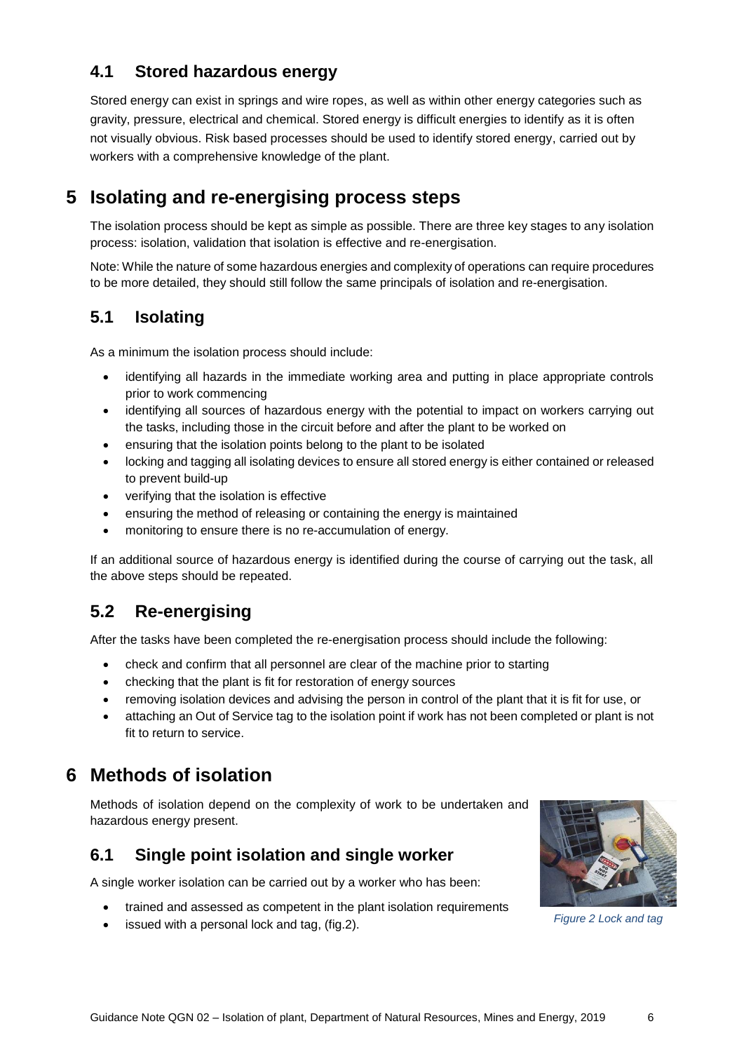## 4.1 Stored hazardous energy

Stored energy can exist in springs and wire ropes, as well as within other energy categories such as gravity, pressure, electrical and chemical. Stored energy is difficult energies to identify as it is often not visually obvious. Risk based processes should be used to identify stored energy, carried out by workers with a comprehensive knowledge of the plant.

# 5 Isolating and re-energising process steps

The isolation process should be kept as simple as possible. There are three key stages to any isolation process: isolation, validation that isolation is effective and re-energisation.

Note: While the nature of some hazardous energies and complexity of operations can require procedures to be more detailed, they should still follow the same principals of isolation and re-energisation.

## 5.1 Isolating

As a minimum the isolation process should include:

- identifying all hazards in the immediate working area and putting in place appropriate controls prior to work commencing
- identifying all sources of hazardous energy with the potential to impact on workers carrying out the tasks, including those in the circuit before and after the plant to be worked on
- ensuring that the isolation points belong to the plant to be isolated
- locking and tagging all isolating devices to ensure all stored energy is either contained or released to prevent build-up
- verifying that the isolation is effective
- ensuring the method of releasing or containing the energy is maintained
- monitoring to ensure there is no re-accumulation of energy.

If an additional source of hazardous energy is identified during the course of carrying out the task, all the above steps should be repeated.

## 5.2 Re-energising

After the tasks have been completed the re-energisation process should include the following:

- check and confirm that all personnel are clear of the machine prior to starting
- checking that the plant is fit for restoration of energy sources
- removing isolation devices and advising the person in control of the plant that it is fit for use, or
- attaching an Out of Service tag to the isolation point if work has not been completed or plant is not fit to return to service.

# 6 Methods of isolation

Methods of isolation depend on the complexity of work to be undertaken and hazardous energy present.

## 6.1 Single point isolation and single worker

A single worker isolation can be carried out by a worker who has been:

- trained and assessed as competent in the plant isolation requirements
- issued with a personal lock and tag, (fig.2).

*Figure 2 Lock and tag*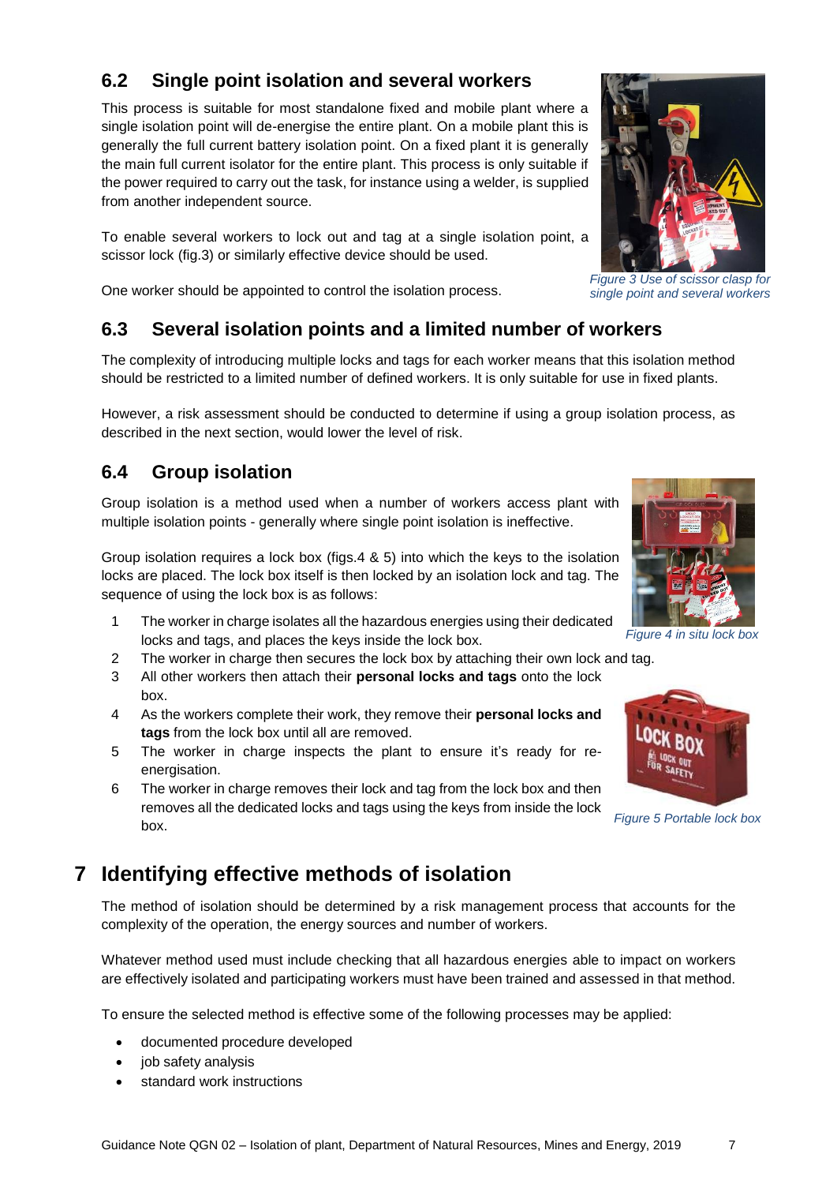## 6.2 Single point isolation and several workers

This process is suitable for most standalone fixed and mobile plant where a single isolation point will de-energise the entire plant. On a mobile plant this is generally the full current battery isolation point. On a fixed plant it is generally the main full current isolator for the entire plant. This process is only suitable if the power required to carry out the task, for instance using a welder, is supplied from another independent source.

To enable several workers to lock out and tag at a single isolation point, a scissor lock (fig.3) or similarly effective device should be used.

One worker should be appointed to control the isolation process.

*Figure 3 Use of scissor clasp for single point and several workers*

## 6.3 Several isolation points and a limited number of workers

The complexity of introducing multiple locks and tags for each worker means that this isolation method should be restricted to a limited number of defined workers. It is only suitable for use in fixed plants.

However, a risk assessment should be conducted to determine if using a group isolation process, as described in the next section, would lower the level of risk.

## 6.4 Group isolation

Group isolation is a method used when a number of workers access plant with multiple isolation points - generally where single point isolation is ineffective.

Group isolation requires a lock box (figs.4 & 5) into which the keys to the isolation locks are placed. The lock box itself is then locked by an isolation lock and tag. The sequence of using the lock box is as follows:

1. The worker in charge isolates all the hazardous energies using their dedicated locks and tags, and places the keys inside the lock box.
2. The worker in charge then secures the lock box by attaching their own lock and tag.
3. All other workers then attach their **personal locks and tags** onto the lock box.
4. As the workers complete their work, they remove their **personal locks and tags** from the lock box until all are removed.
5. The worker in charge inspects the plant to ensure it's ready for re-energisation.
6. The worker in charge removes their lock and tag from the lock box and then removes all the dedicated locks and tags using the keys from inside the lock box.

*Figure 4 in situ lock box*

*Figure 5 Portable lock box*

# 7 Identifying effective methods of isolation

The method of isolation should be determined by a risk management process that accounts for the complexity of the operation, the energy sources and number of workers.

Whatever method used must include checking that all hazardous energies able to impact on workers are effectively isolated and participating workers must have been trained and assessed in that method.

To ensure the selected method is effective some of the following processes may be applied:

- documented procedure developed
- job safety analysis
- standard work instructions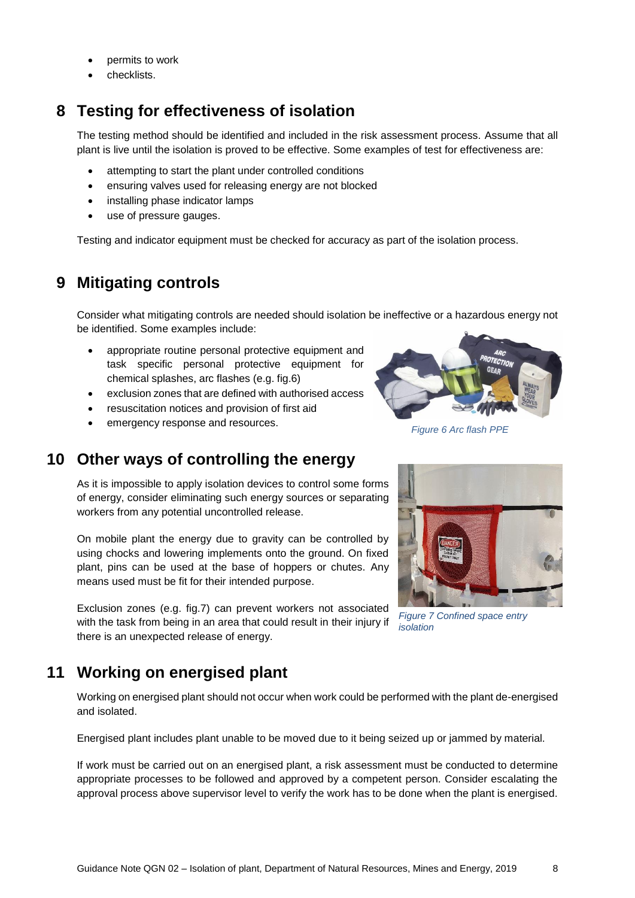- permits to work
- checklists.

## 8 Testing for effectiveness of isolation

The testing method should be identified and included in the risk assessment process. Assume that all plant is live until the isolation is proved to be effective. Some examples of test for effectiveness are:

- attempting to start the plant under controlled conditions
- ensuring valves used for releasing energy are not blocked
- installing phase indicator lamps
- use of pressure gauges.

Testing and indicator equipment must be checked for accuracy as part of the isolation process.

## 9 Mitigating controls

Consider what mitigating controls are needed should isolation be ineffective or a hazardous energy not be identified. Some examples include:

- appropriate routine personal protective equipment and task specific personal protective equipment for chemical splashes, arc flashes (e.g. fig.6)
- exclusion zones that are defined with authorised access
- resuscitation notices and provision of first aid
- emergency response and resources.

*Figure 6 Arc flash PPE*

## 10 Other ways of controlling the energy

As it is impossible to apply isolation devices to control some forms of energy, consider eliminating such energy sources or separating workers from any potential uncontrolled release.

On mobile plant the energy due to gravity can be controlled by using chocks and lowering implements onto the ground. On fixed plant, pins can be used at the base of hoppers or chutes. Any means used must be fit for their intended purpose.

Exclusion zones (e.g. fig.7) can prevent workers not associated with the task from being in an area that could result in their injury if there is an unexpected release of energy.

*Figure 7 Confined space entry isolation*

## 11 Working on energised plant

Working on energised plant should not occur when work could be performed with the plant de-energised and isolated.

Energised plant includes plant unable to be moved due to it being seized up or jammed by material.

If work must be carried out on an energised plant, a risk assessment must be conducted to determine appropriate processes to be followed and approved by a competent person. Consider escalating the approval process above supervisor level to verify the work has to be done when the plant is energised.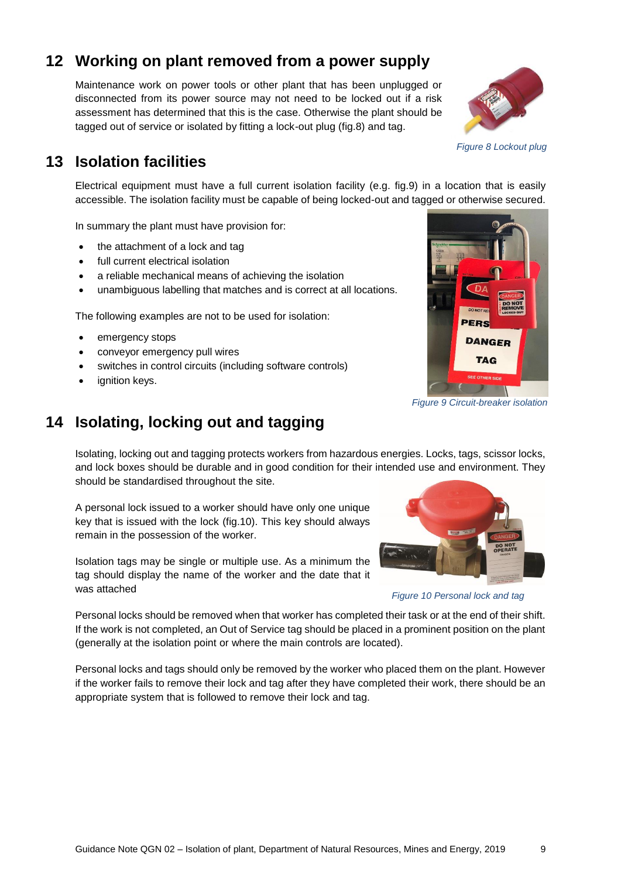## 12 Working on plant removed from a power supply

Maintenance work on power tools or other plant that has been unplugged or disconnected from its power source may not need to be locked out if a risk assessment has determined that this is the case. Otherwise the plant should be tagged out of service or isolated by fitting a lock-out plug (fig.8) and tag.

*Figure 8 Lockout plug*

## 13 Isolation facilities

Electrical equipment must have a full current isolation facility (e.g. fig.9) in a location that is easily accessible. The isolation facility must be capable of being locked-out and tagged or otherwise secured.

In summary the plant must have provision for:

- the attachment of a lock and tag
- full current electrical isolation
- a reliable mechanical means of achieving the isolation
- unambiguous labelling that matches and is correct at all locations.

The following examples are not to be used for isolation:

- emergency stops
- conveyor emergency pull wires
- switches in control circuits (including software controls)
- ignition keys.

*Figure 9 Circuit-breaker isolation*

## 14 Isolating, locking out and tagging

Isolating, locking out and tagging protects workers from hazardous energies. Locks, tags, scissor locks, and lock boxes should be durable and in good condition for their intended use and environment. They should be standardised throughout the site.

A personal lock issued to a worker should have only one unique key that is issued with the lock (fig.10). This key should always remain in the possession of the worker.

Isolation tags may be single or multiple use. As a minimum the tag should display the name of the worker and the date that it was attached

*Figure 10 Personal lock and tag*

Personal locks should be removed when that worker has completed their task or at the end of their shift. If the work is not completed, an Out of Service tag should be placed in a prominent position on the plant (generally at the isolation point or where the main controls are located).

Personal locks and tags should only be removed by the worker who placed them on the plant. However if the worker fails to remove their lock and tag after they have completed their work, there should be an appropriate system that is followed to remove their lock and tag.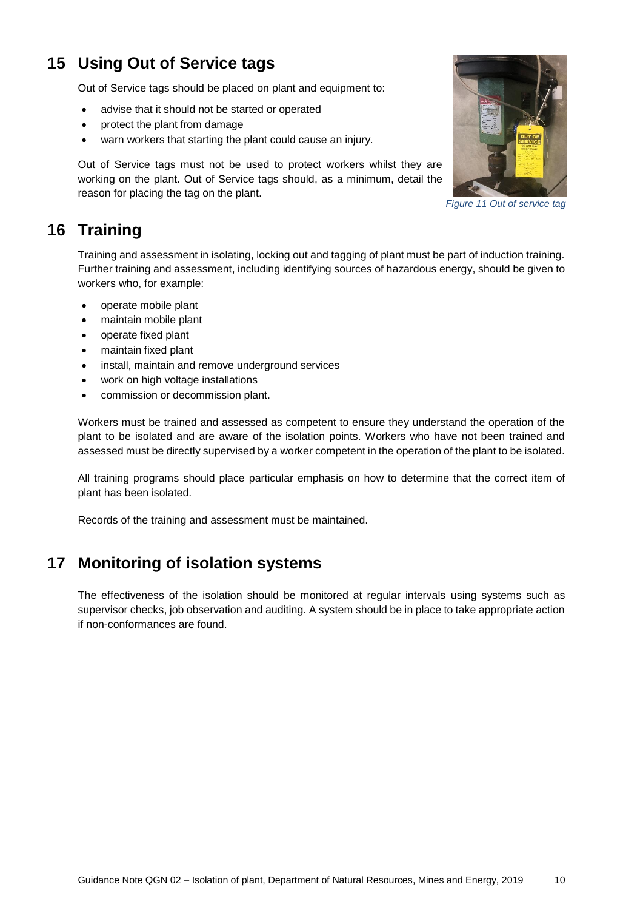## 15 Using Out of Service tags

Out of Service tags should be placed on plant and equipment to:

- advise that it should not be started or operated
- protect the plant from damage
- warn workers that starting the plant could cause an injury.

Out of Service tags must not be used to protect workers whilst they are working on the plant. Out of Service tags should, as a minimum, detail the reason for placing the tag on the plant.

*Figure 11 Out of service tag*

## 16 Training

Training and assessment in isolating, locking out and tagging of plant must be part of induction training. Further training and assessment, including identifying sources of hazardous energy, should be given to workers who, for example:

- operate mobile plant
- maintain mobile plant
- operate fixed plant
- maintain fixed plant
- install, maintain and remove underground services
- work on high voltage installations
- commission or decommission plant.

Workers must be trained and assessed as competent to ensure they understand the operation of the plant to be isolated and are aware of the isolation points. Workers who have not been trained and assessed must be directly supervised by a worker competent in the operation of the plant to be isolated.

All training programs should place particular emphasis on how to determine that the correct item of plant has been isolated.

Records of the training and assessment must be maintained.

## 17 Monitoring of isolation systems

The effectiveness of the isolation should be monitored at regular intervals using systems such as supervisor checks, job observation and auditing. A system should be in place to take appropriate action if non-conformances are found.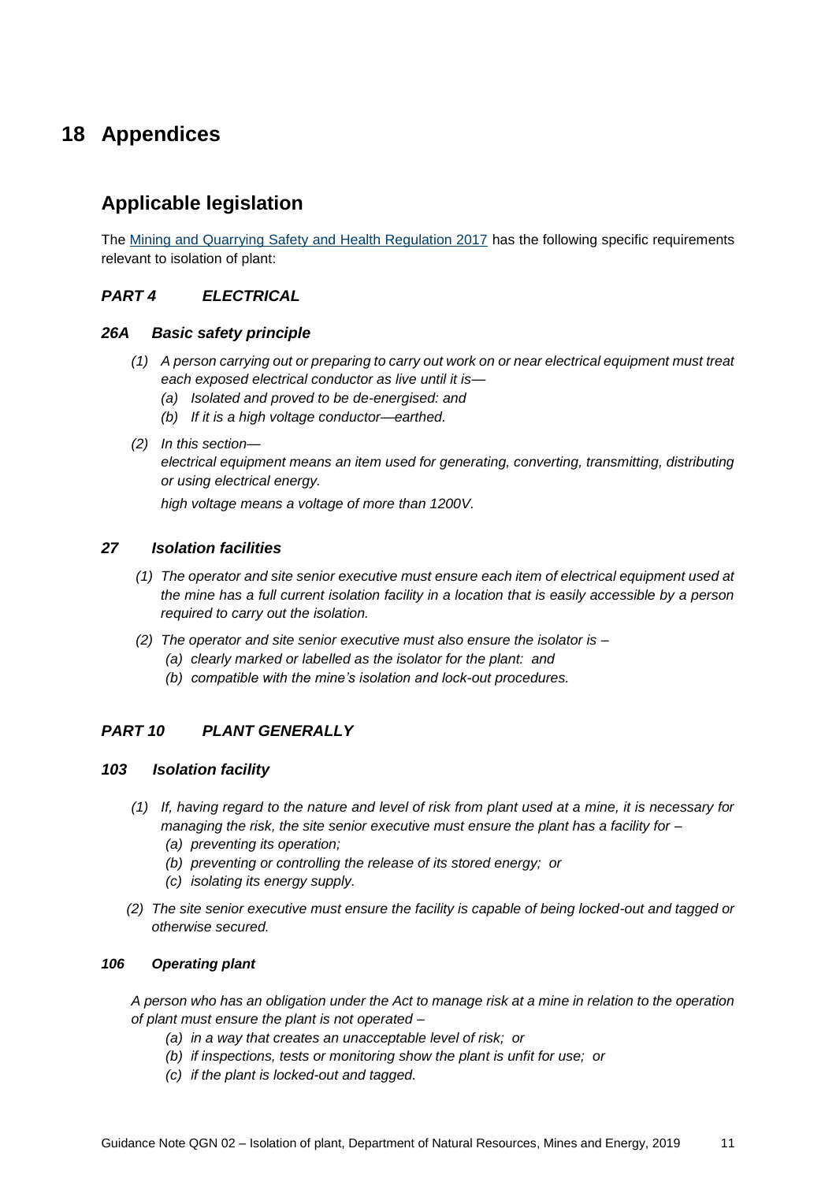# 18 Appendices

## Applicable legislation

The Mining and Quarrying Safety and Health Regulation 2017 has the following specific requirements relevant to isolation of plant:

### *PART 4 ELECTRICAL*

#### *26A Basic safety principle*

*(1) A person carrying out or preparing to carry out work on or near electrical equipment must treat each exposed electrical conductor as live until it is—*

*(a) Isolated and proved to be de-energised: and*

*(b) If it is a high voltage conductor—earthed.*

*(2) In this section—*

*electrical equipment means an item used for generating, converting, transmitting, distributing or using electrical energy.*

*high voltage means a voltage of more than 1200V.*

#### *27 Isolation facilities*

*(1) The operator and site senior executive must ensure each item of electrical equipment used at the mine has a full current isolation facility in a location that is easily accessible by a person required to carry out the isolation.*

*(2) The operator and site senior executive must also ensure the isolator is –*

*(a) clearly marked or labelled as the isolator for the plant: and*

*(b) compatible with the mine's isolation and lock-out procedures.*

### *PART 10 PLANT GENERALLY*

#### *103 Isolation facility*

*(1) If, having regard to the nature and level of risk from plant used at a mine, it is necessary for managing the risk, the site senior executive must ensure the plant has a facility for –*

*(a) preventing its operation;*

*(b) preventing or controlling the release of its stored energy; or*

*(c) isolating its energy supply.*

*(2) The site senior executive must ensure the facility is capable of being locked-out and tagged or otherwise secured.*

#### *106 Operating plant*

*A person who has an obligation under the Act to manage risk at a mine in relation to the operation of plant must ensure the plant is not operated –*

*(a) in a way that creates an unacceptable level of risk; or*

*(b) if inspections, tests or monitoring show the plant is unfit for use; or*

*(c) if the plant is locked-out and tagged.*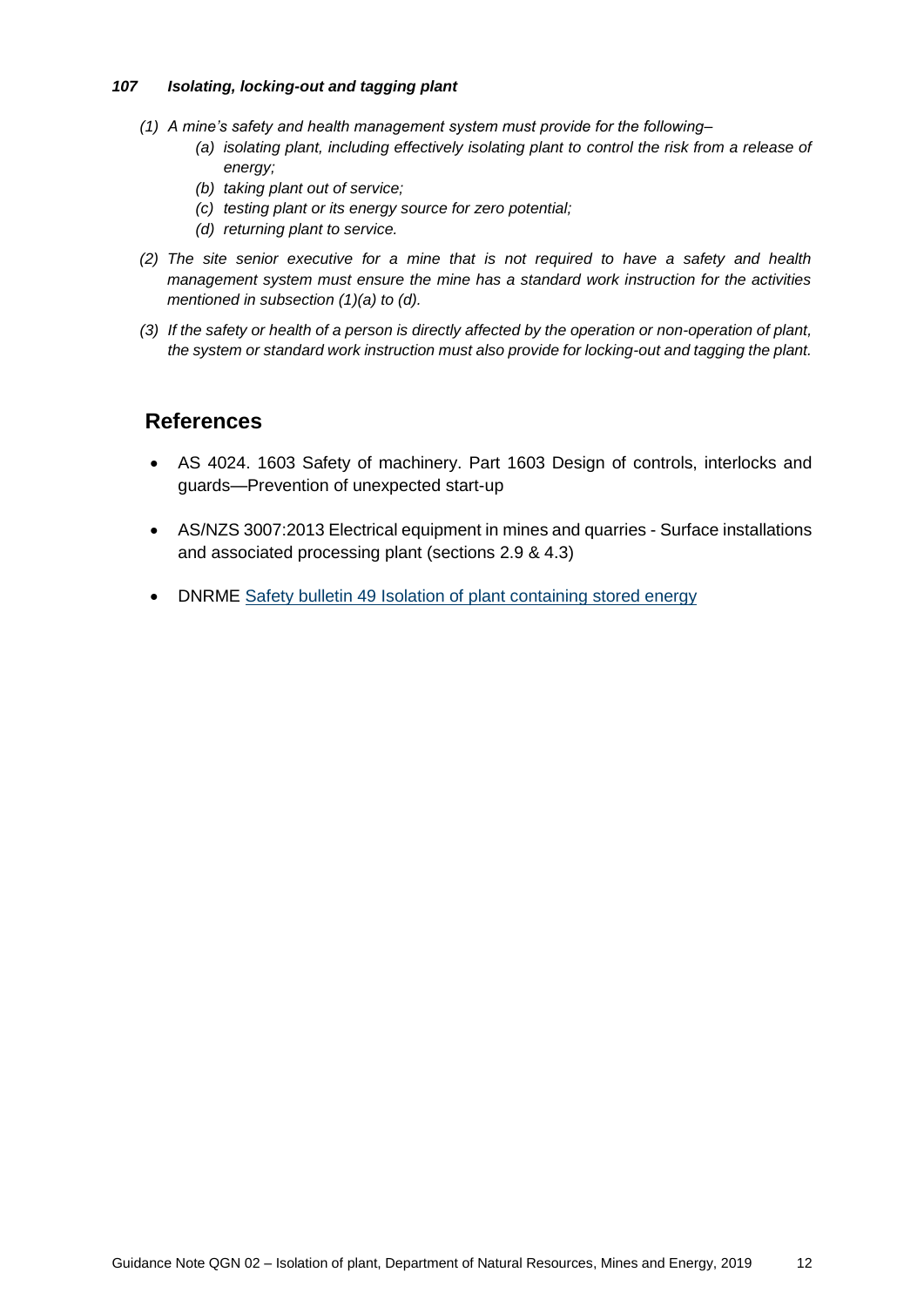***107 Isolating, locking-out and tagging plant***

*(1) A mine's safety and health management system must provide for the following–*

*(a) isolating plant, including effectively isolating plant to control the risk from a release of energy;*

*(b) taking plant out of service;*

*(c) testing plant or its energy source for zero potential;*

*(d) returning plant to service.*

*(2) The site senior executive for a mine that is not required to have a safety and health management system must ensure the mine has a standard work instruction for the activities mentioned in subsection (1)(a) to (d).*

*(3) If the safety or health of a person is directly affected by the operation or non-operation of plant, the system or standard work instruction must also provide for locking-out and tagging the plant.*

## References

- AS 4024. 1603 Safety of machinery. Part 1603 Design of controls, interlocks and guards—Prevention of unexpected start-up
- AS/NZS 3007:2013 Electrical equipment in mines and quarries - Surface installations and associated processing plant (sections 2.9 & 4.3)
- DNRME Safety bulletin 49 Isolation of plant containing stored energy